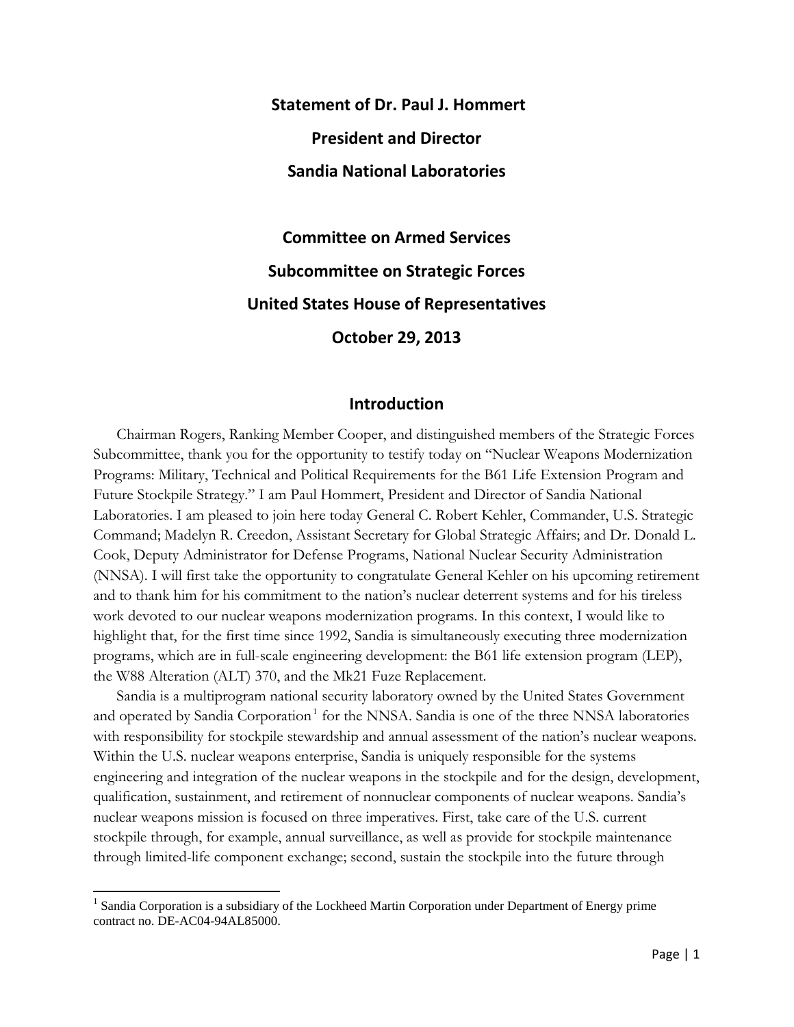**Statement of Dr. Paul J. Hommert**

**President and Director**

**Sandia National Laboratories**

**Committee on Armed Services**

**Subcommittee on Strategic Forces**

**United States House of Representatives**

**October 29, 2013**

## Introduction

Chairman Rogers, Ranking Member Cooper, and distinguished members of the Strategic Forces Subcommittee, thank you for the opportunity to testify today on "Nuclear Weapons Modernization Programs: Military, Technical and Political Requirements for the B61 Life Extension Program and Future Stockpile Strategy." I am Paul Hommert, President and Director of Sandia National Laboratories. I am pleased to join here today General C. Robert Kehler, Commander, U.S. Strategic Command; Madelyn R. Creedon, Assistant Secretary for Global Strategic Affairs; and Dr. Donald L. Cook, Deputy Administrator for Defense Programs, National Nuclear Security Administration (NNSA). I will first take the opportunity to congratulate General Kehler on his upcoming retirement and to thank him for his commitment to the nation's nuclear deterrent systems and for his tireless work devoted to our nuclear weapons modernization programs. In this context, I would like to highlight that, for the first time since 1992, Sandia is simultaneously executing three modernization programs, which are in full-scale engineering development: the B61 life extension program (LEP), the W88 Alteration (ALT) 370, and the Mk21 Fuze Replacement.

Sandia is a multiprogram national security laboratory owned by the United States Government and operated by Sandia Corporation[1] for the NNSA. Sandia is one of the three NNSA laboratories with responsibility for stockpile stewardship and annual assessment of the nation's nuclear weapons. Within the U.S. nuclear weapons enterprise, Sandia is uniquely responsible for the systems engineering and integration of the nuclear weapons in the stockpile and for the design, development, qualification, sustainment, and retirement of nonnuclear components of nuclear weapons. Sandia's nuclear weapons mission is focused on three imperatives. First, take care of the U.S. current stockpile through, for example, annual surveillance, as well as provide for stockpile maintenance through limited-life component exchange; second, sustain the stockpile into the future through

[1] Sandia Corporation is a subsidiary of the Lockheed Martin Corporation under Department of Energy prime contract no. DE-AC04-94AL85000.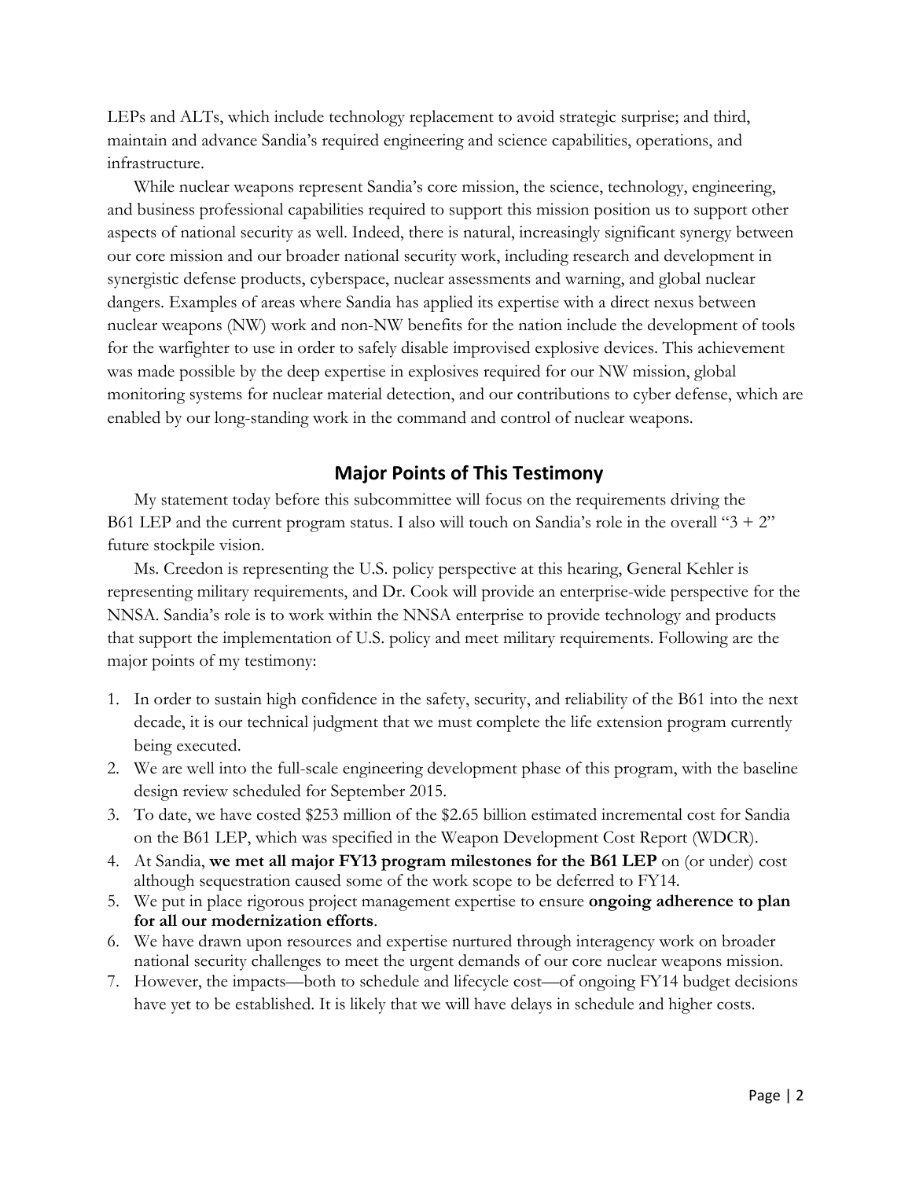LEPs and ALTs, which include technology replacement to avoid strategic surprise; and third, maintain and advance Sandia's required engineering and science capabilities, operations, and infrastructure.

While nuclear weapons represent Sandia's core mission, the science, technology, engineering, and business professional capabilities required to support this mission position us to support other aspects of national security as well. Indeed, there is natural, increasingly significant synergy between our core mission and our broader national security work, including research and development in synergistic defense products, cyberspace, nuclear assessments and warning, and global nuclear dangers. Examples of areas where Sandia has applied its expertise with a direct nexus between nuclear weapons (NW) work and non-NW benefits for the nation include the development of tools for the warfighter to use in order to safely disable improvised explosive devices. This achievement was made possible by the deep expertise in explosives required for our NW mission, global monitoring systems for nuclear material detection, and our contributions to cyber defense, which are enabled by our long-standing work in the command and control of nuclear weapons.

## Major Points of This Testimony

My statement today before this subcommittee will focus on the requirements driving the B61 LEP and the current program status. I also will touch on Sandia's role in the overall "3 + 2" future stockpile vision.

Ms. Creedon is representing the U.S. policy perspective at this hearing, General Kehler is representing military requirements, and Dr. Cook will provide an enterprise-wide perspective for the NNSA. Sandia's role is to work within the NNSA enterprise to provide technology and products that support the implementation of U.S. policy and meet military requirements. Following are the major points of my testimony:

1. In order to sustain high confidence in the safety, security, and reliability of the B61 into the next decade, it is our technical judgment that we must complete the life extension program currently being executed.
2. We are well into the full-scale engineering development phase of this program, with the baseline design review scheduled for September 2015.
3. To date, we have costed $253 million of the $2.65 billion estimated incremental cost for Sandia on the B61 LEP, which was specified in the Weapon Development Cost Report (WDCR).
4. At Sandia, **we met all major FY13 program milestones for the B61 LEP** on (or under) cost although sequestration caused some of the work scope to be deferred to FY14.
5. We put in place rigorous project management expertise to ensure **ongoing adherence to plan for all our modernization efforts**.
6. We have drawn upon resources and expertise nurtured through interagency work on broader national security challenges to meet the urgent demands of our core nuclear weapons mission.
7. However, the impacts—both to schedule and lifecycle cost—of ongoing FY14 budget decisions have yet to be established. It is likely that we will have delays in schedule and higher costs.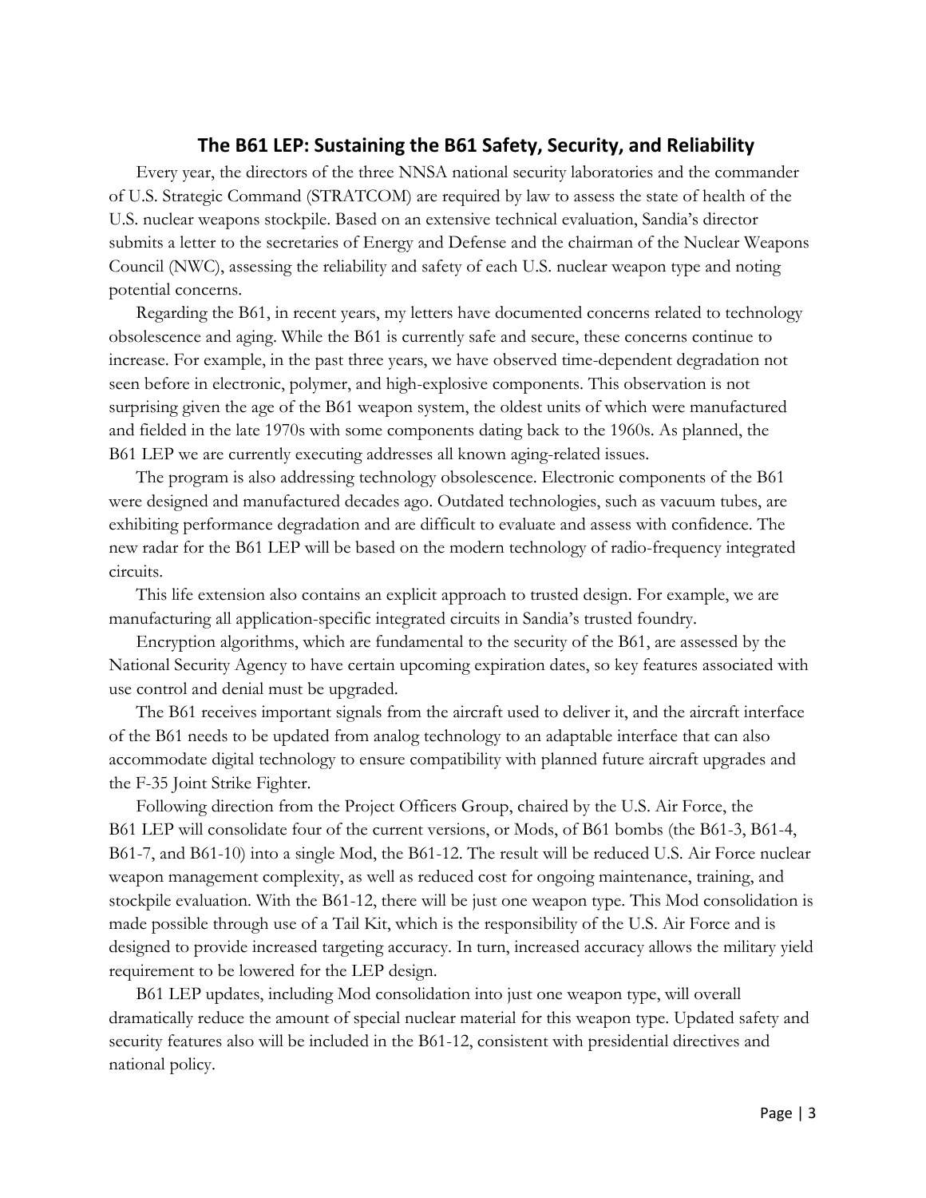## The B61 LEP: Sustaining the B61 Safety, Security, and Reliability

Every year, the directors of the three NNSA national security laboratories and the commander of U.S. Strategic Command (STRATCOM) are required by law to assess the state of health of the U.S. nuclear weapons stockpile. Based on an extensive technical evaluation, Sandia's director submits a letter to the secretaries of Energy and Defense and the chairman of the Nuclear Weapons Council (NWC), assessing the reliability and safety of each U.S. nuclear weapon type and noting potential concerns.

Regarding the B61, in recent years, my letters have documented concerns related to technology obsolescence and aging. While the B61 is currently safe and secure, these concerns continue to increase. For example, in the past three years, we have observed time-dependent degradation not seen before in electronic, polymer, and high-explosive components. This observation is not surprising given the age of the B61 weapon system, the oldest units of which were manufactured and fielded in the late 1970s with some components dating back to the 1960s. As planned, the B61 LEP we are currently executing addresses all known aging-related issues.

The program is also addressing technology obsolescence. Electronic components of the B61 were designed and manufactured decades ago. Outdated technologies, such as vacuum tubes, are exhibiting performance degradation and are difficult to evaluate and assess with confidence. The new radar for the B61 LEP will be based on the modern technology of radio-frequency integrated circuits.

This life extension also contains an explicit approach to trusted design. For example, we are manufacturing all application-specific integrated circuits in Sandia's trusted foundry.

Encryption algorithms, which are fundamental to the security of the B61, are assessed by the National Security Agency to have certain upcoming expiration dates, so key features associated with use control and denial must be upgraded.

The B61 receives important signals from the aircraft used to deliver it, and the aircraft interface of the B61 needs to be updated from analog technology to an adaptable interface that can also accommodate digital technology to ensure compatibility with planned future aircraft upgrades and the F-35 Joint Strike Fighter.

Following direction from the Project Officers Group, chaired by the U.S. Air Force, the B61 LEP will consolidate four of the current versions, or Mods, of B61 bombs (the B61-3, B61-4, B61-7, and B61-10) into a single Mod, the B61-12. The result will be reduced U.S. Air Force nuclear weapon management complexity, as well as reduced cost for ongoing maintenance, training, and stockpile evaluation. With the B61-12, there will be just one weapon type. This Mod consolidation is made possible through use of a Tail Kit, which is the responsibility of the U.S. Air Force and is designed to provide increased targeting accuracy. In turn, increased accuracy allows the military yield requirement to be lowered for the LEP design.

B61 LEP updates, including Mod consolidation into just one weapon type, will overall dramatically reduce the amount of special nuclear material for this weapon type. Updated safety and security features also will be included in the B61-12, consistent with presidential directives and national policy.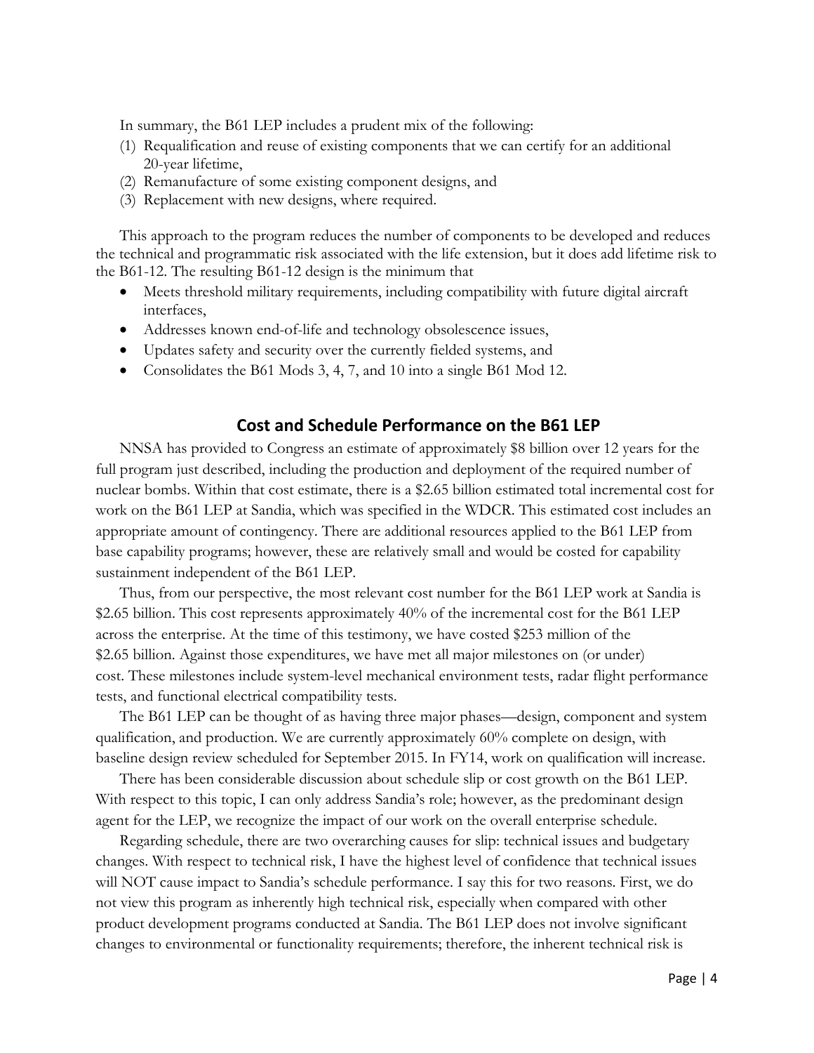In summary, the B61 LEP includes a prudent mix of the following:

(1) Requalification and reuse of existing components that we can certify for an additional 20-year lifetime,
(2) Remanufacture of some existing component designs, and
(3) Replacement with new designs, where required.

This approach to the program reduces the number of components to be developed and reduces the technical and programmatic risk associated with the life extension, but it does add lifetime risk to the B61-12. The resulting B61-12 design is the minimum that

- Meets threshold military requirements, including compatibility with future digital aircraft interfaces,
- Addresses known end-of-life and technology obsolescence issues,
- Updates safety and security over the currently fielded systems, and
- Consolidates the B61 Mods 3, 4, 7, and 10 into a single B61 Mod 12.

## Cost and Schedule Performance on the B61 LEP

NNSA has provided to Congress an estimate of approximately $8 billion over 12 years for the full program just described, including the production and deployment of the required number of nuclear bombs. Within that cost estimate, there is a $2.65 billion estimated total incremental cost for work on the B61 LEP at Sandia, which was specified in the WDCR. This estimated cost includes an appropriate amount of contingency. There are additional resources applied to the B61 LEP from base capability programs; however, these are relatively small and would be costed for capability sustainment independent of the B61 LEP.

Thus, from our perspective, the most relevant cost number for the B61 LEP work at Sandia is $2.65 billion. This cost represents approximately 40% of the incremental cost for the B61 LEP across the enterprise. At the time of this testimony, we have costed $253 million of the $2.65 billion. Against those expenditures, we have met all major milestones on (or under) cost. These milestones include system-level mechanical environment tests, radar flight performance tests, and functional electrical compatibility tests.

The B61 LEP can be thought of as having three major phases—design, component and system qualification, and production. We are currently approximately 60% complete on design, with baseline design review scheduled for September 2015. In FY14, work on qualification will increase.

There has been considerable discussion about schedule slip or cost growth on the B61 LEP. With respect to this topic, I can only address Sandia's role; however, as the predominant design agent for the LEP, we recognize the impact of our work on the overall enterprise schedule.

Regarding schedule, there are two overarching causes for slip: technical issues and budgetary changes. With respect to technical risk, I have the highest level of confidence that technical issues will NOT cause impact to Sandia's schedule performance. I say this for two reasons. First, we do not view this program as inherently high technical risk, especially when compared with other product development programs conducted at Sandia. The B61 LEP does not involve significant changes to environmental or functionality requirements; therefore, the inherent technical risk is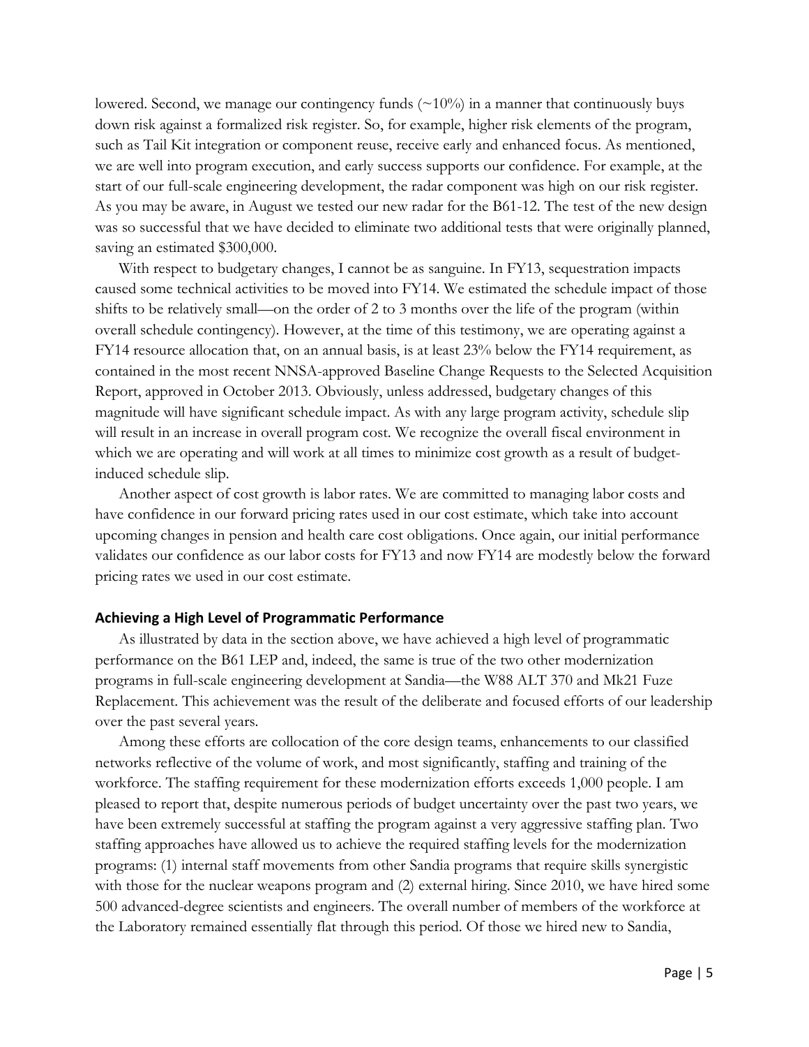lowered. Second, we manage our contingency funds (~10%) in a manner that continuously buys down risk against a formalized risk register. So, for example, higher risk elements of the program, such as Tail Kit integration or component reuse, receive early and enhanced focus. As mentioned, we are well into program execution, and early success supports our confidence. For example, at the start of our full-scale engineering development, the radar component was high on our risk register. As you may be aware, in August we tested our new radar for the B61-12. The test of the new design was so successful that we have decided to eliminate two additional tests that were originally planned, saving an estimated $300,000.

With respect to budgetary changes, I cannot be as sanguine. In FY13, sequestration impacts caused some technical activities to be moved into FY14. We estimated the schedule impact of those shifts to be relatively small—on the order of 2 to 3 months over the life of the program (within overall schedule contingency). However, at the time of this testimony, we are operating against a FY14 resource allocation that, on an annual basis, is at least 23% below the FY14 requirement, as contained in the most recent NNSA-approved Baseline Change Requests to the Selected Acquisition Report, approved in October 2013. Obviously, unless addressed, budgetary changes of this magnitude will have significant schedule impact. As with any large program activity, schedule slip will result in an increase in overall program cost. We recognize the overall fiscal environment in which we are operating and will work at all times to minimize cost growth as a result of budget-induced schedule slip.

Another aspect of cost growth is labor rates. We are committed to managing labor costs and have confidence in our forward pricing rates used in our cost estimate, which take into account upcoming changes in pension and health care cost obligations. Once again, our initial performance validates our confidence as our labor costs for FY13 and now FY14 are modestly below the forward pricing rates we used in our cost estimate.

## Achieving a High Level of Programmatic Performance

As illustrated by data in the section above, we have achieved a high level of programmatic performance on the B61 LEP and, indeed, the same is true of the two other modernization programs in full-scale engineering development at Sandia—the W88 ALT 370 and Mk21 Fuze Replacement. This achievement was the result of the deliberate and focused efforts of our leadership over the past several years.

Among these efforts are collocation of the core design teams, enhancements to our classified networks reflective of the volume of work, and most significantly, staffing and training of the workforce. The staffing requirement for these modernization efforts exceeds 1,000 people. I am pleased to report that, despite numerous periods of budget uncertainty over the past two years, we have been extremely successful at staffing the program against a very aggressive staffing plan. Two staffing approaches have allowed us to achieve the required staffing levels for the modernization programs: (1) internal staff movements from other Sandia programs that require skills synergistic with those for the nuclear weapons program and (2) external hiring. Since 2010, we have hired some 500 advanced-degree scientists and engineers. The overall number of members of the workforce at the Laboratory remained essentially flat through this period. Of those we hired new to Sandia,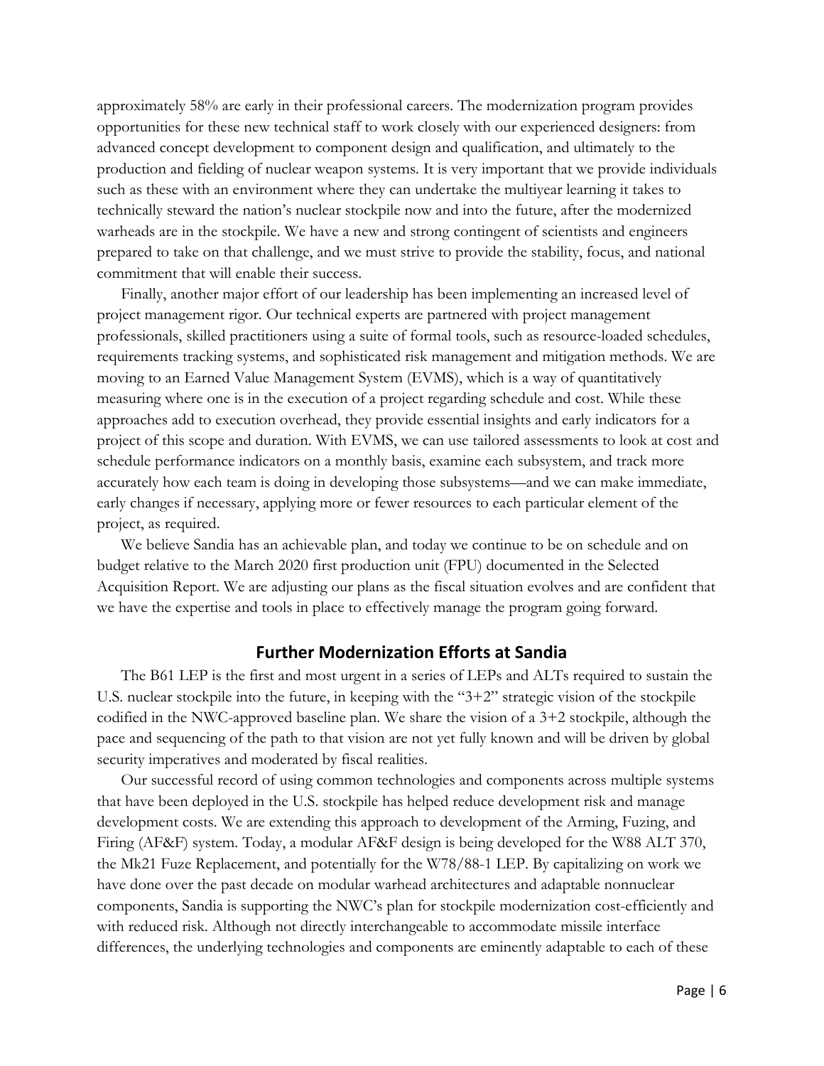approximately 58% are early in their professional careers. The modernization program provides opportunities for these new technical staff to work closely with our experienced designers: from advanced concept development to component design and qualification, and ultimately to the production and fielding of nuclear weapon systems. It is very important that we provide individuals such as these with an environment where they can undertake the multiyear learning it takes to technically steward the nation's nuclear stockpile now and into the future, after the modernized warheads are in the stockpile. We have a new and strong contingent of scientists and engineers prepared to take on that challenge, and we must strive to provide the stability, focus, and national commitment that will enable their success.

Finally, another major effort of our leadership has been implementing an increased level of project management rigor. Our technical experts are partnered with project management professionals, skilled practitioners using a suite of formal tools, such as resource-loaded schedules, requirements tracking systems, and sophisticated risk management and mitigation methods. We are moving to an Earned Value Management System (EVMS), which is a way of quantitatively measuring where one is in the execution of a project regarding schedule and cost. While these approaches add to execution overhead, they provide essential insights and early indicators for a project of this scope and duration. With EVMS, we can use tailored assessments to look at cost and schedule performance indicators on a monthly basis, examine each subsystem, and track more accurately how each team is doing in developing those subsystems—and we can make immediate, early changes if necessary, applying more or fewer resources to each particular element of the project, as required.

We believe Sandia has an achievable plan, and today we continue to be on schedule and on budget relative to the March 2020 first production unit (FPU) documented in the Selected Acquisition Report. We are adjusting our plans as the fiscal situation evolves and are confident that we have the expertise and tools in place to effectively manage the program going forward.

## Further Modernization Efforts at Sandia

The B61 LEP is the first and most urgent in a series of LEPs and ALTs required to sustain the U.S. nuclear stockpile into the future, in keeping with the "3+2" strategic vision of the stockpile codified in the NWC-approved baseline plan. We share the vision of a 3+2 stockpile, although the pace and sequencing of the path to that vision are not yet fully known and will be driven by global security imperatives and moderated by fiscal realities.

Our successful record of using common technologies and components across multiple systems that have been deployed in the U.S. stockpile has helped reduce development risk and manage development costs. We are extending this approach to development of the Arming, Fuzing, and Firing (AF&F) system. Today, a modular AF&F design is being developed for the W88 ALT 370, the Mk21 Fuze Replacement, and potentially for the W78/88-1 LEP. By capitalizing on work we have done over the past decade on modular warhead architectures and adaptable nonnuclear components, Sandia is supporting the NWC's plan for stockpile modernization cost-efficiently and with reduced risk. Although not directly interchangeable to accommodate missile interface differences, the underlying technologies and components are eminently adaptable to each of these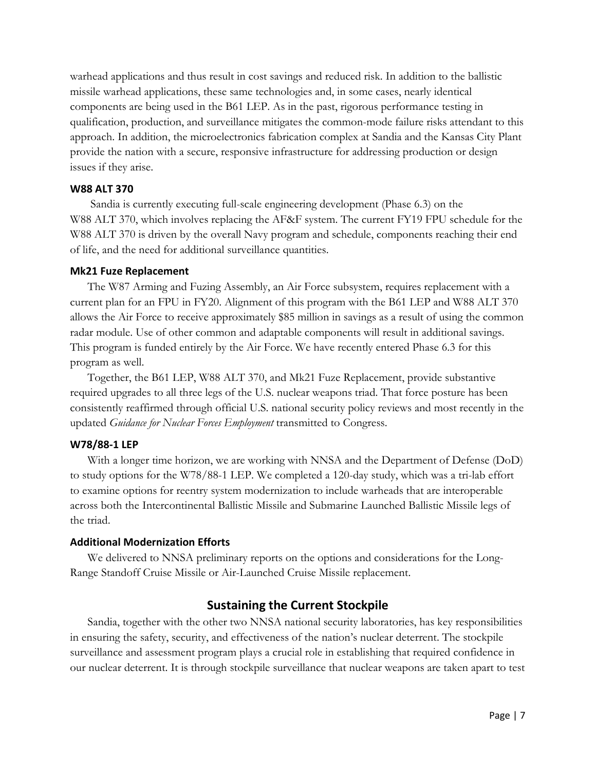warhead applications and thus result in cost savings and reduced risk. In addition to the ballistic missile warhead applications, these same technologies and, in some cases, nearly identical components are being used in the B61 LEP. As in the past, rigorous performance testing in qualification, production, and surveillance mitigates the common-mode failure risks attendant to this approach. In addition, the microelectronics fabrication complex at Sandia and the Kansas City Plant provide the nation with a secure, responsive infrastructure for addressing production or design issues if they arise.

### W88 ALT 370

Sandia is currently executing full-scale engineering development (Phase 6.3) on the W88 ALT 370, which involves replacing the AF&F system. The current FY19 FPU schedule for the W88 ALT 370 is driven by the overall Navy program and schedule, components reaching their end of life, and the need for additional surveillance quantities.

### Mk21 Fuze Replacement

The W87 Arming and Fuzing Assembly, an Air Force subsystem, requires replacement with a current plan for an FPU in FY20. Alignment of this program with the B61 LEP and W88 ALT 370 allows the Air Force to receive approximately $85 million in savings as a result of using the common radar module. Use of other common and adaptable components will result in additional savings. This program is funded entirely by the Air Force. We have recently entered Phase 6.3 for this program as well.

Together, the B61 LEP, W88 ALT 370, and Mk21 Fuze Replacement, provide substantive required upgrades to all three legs of the U.S. nuclear weapons triad. That force posture has been consistently reaffirmed through official U.S. national security policy reviews and most recently in the updated *Guidance for Nuclear Forces Employment* transmitted to Congress.

### W78/88-1 LEP

With a longer time horizon, we are working with NNSA and the Department of Defense (DoD) to study options for the W78/88-1 LEP. We completed a 120-day study, which was a tri-lab effort to examine options for reentry system modernization to include warheads that are interoperable across both the Intercontinental Ballistic Missile and Submarine Launched Ballistic Missile legs of the triad.

### Additional Modernization Efforts

We delivered to NNSA preliminary reports on the options and considerations for the Long-Range Standoff Cruise Missile or Air-Launched Cruise Missile replacement.

## Sustaining the Current Stockpile

Sandia, together with the other two NNSA national security laboratories, has key responsibilities in ensuring the safety, security, and effectiveness of the nation's nuclear deterrent. The stockpile surveillance and assessment program plays a crucial role in establishing that required confidence in our nuclear deterrent. It is through stockpile surveillance that nuclear weapons are taken apart to test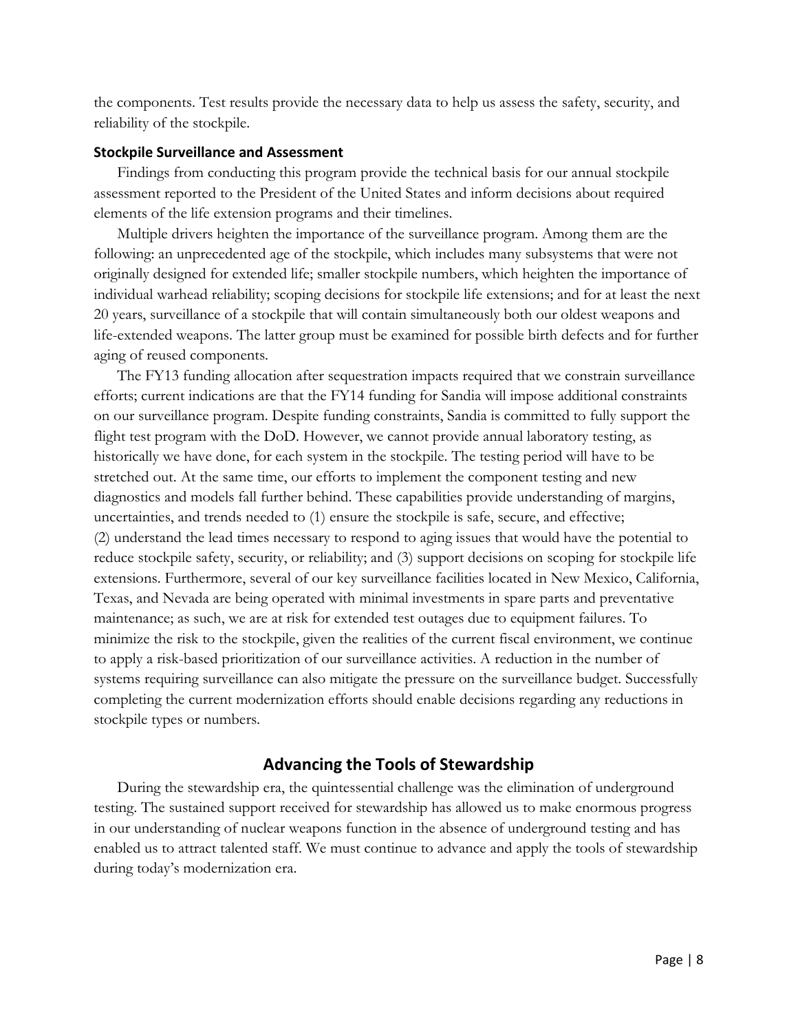the components. Test results provide the necessary data to help us assess the safety, security, and reliability of the stockpile.

### Stockpile Surveillance and Assessment

Findings from conducting this program provide the technical basis for our annual stockpile assessment reported to the President of the United States and inform decisions about required elements of the life extension programs and their timelines.

Multiple drivers heighten the importance of the surveillance program. Among them are the following: an unprecedented age of the stockpile, which includes many subsystems that were not originally designed for extended life; smaller stockpile numbers, which heighten the importance of individual warhead reliability; scoping decisions for stockpile life extensions; and for at least the next 20 years, surveillance of a stockpile that will contain simultaneously both our oldest weapons and life-extended weapons. The latter group must be examined for possible birth defects and for further aging of reused components.

The FY13 funding allocation after sequestration impacts required that we constrain surveillance efforts; current indications are that the FY14 funding for Sandia will impose additional constraints on our surveillance program. Despite funding constraints, Sandia is committed to fully support the flight test program with the DoD. However, we cannot provide annual laboratory testing, as historically we have done, for each system in the stockpile. The testing period will have to be stretched out. At the same time, our efforts to implement the component testing and new diagnostics and models fall further behind. These capabilities provide understanding of margins, uncertainties, and trends needed to (1) ensure the stockpile is safe, secure, and effective; (2) understand the lead times necessary to respond to aging issues that would have the potential to reduce stockpile safety, security, or reliability; and (3) support decisions on scoping for stockpile life extensions. Furthermore, several of our key surveillance facilities located in New Mexico, California, Texas, and Nevada are being operated with minimal investments in spare parts and preventative maintenance; as such, we are at risk for extended test outages due to equipment failures. To minimize the risk to the stockpile, given the realities of the current fiscal environment, we continue to apply a risk-based prioritization of our surveillance activities. A reduction in the number of systems requiring surveillance can also mitigate the pressure on the surveillance budget. Successfully completing the current modernization efforts should enable decisions regarding any reductions in stockpile types or numbers.

## Advancing the Tools of Stewardship

During the stewardship era, the quintessential challenge was the elimination of underground testing. The sustained support received for stewardship has allowed us to make enormous progress in our understanding of nuclear weapons function in the absence of underground testing and has enabled us to attract talented staff. We must continue to advance and apply the tools of stewardship during today's modernization era.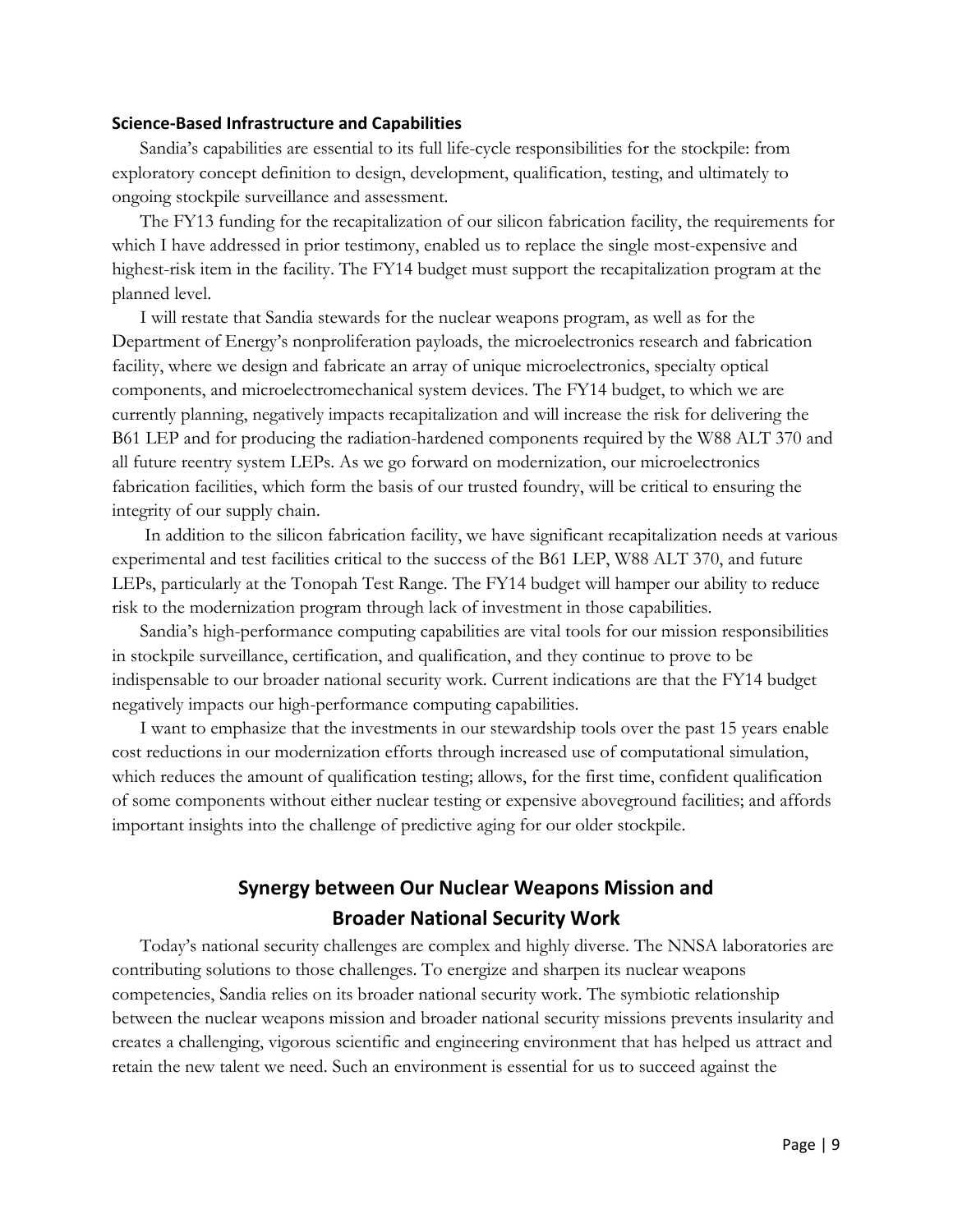### Science-Based Infrastructure and Capabilities

Sandia's capabilities are essential to its full life-cycle responsibilities for the stockpile: from exploratory concept definition to design, development, qualification, testing, and ultimately to ongoing stockpile surveillance and assessment.

The FY13 funding for the recapitalization of our silicon fabrication facility, the requirements for which I have addressed in prior testimony, enabled us to replace the single most-expensive and highest-risk item in the facility. The FY14 budget must support the recapitalization program at the planned level.

I will restate that Sandia stewards for the nuclear weapons program, as well as for the Department of Energy's nonproliferation payloads, the microelectronics research and fabrication facility, where we design and fabricate an array of unique microelectronics, specialty optical components, and microelectromechanical system devices. The FY14 budget, to which we are currently planning, negatively impacts recapitalization and will increase the risk for delivering the B61 LEP and for producing the radiation-hardened components required by the W88 ALT 370 and all future reentry system LEPs. As we go forward on modernization, our microelectronics fabrication facilities, which form the basis of our trusted foundry, will be critical to ensuring the integrity of our supply chain.

In addition to the silicon fabrication facility, we have significant recapitalization needs at various experimental and test facilities critical to the success of the B61 LEP, W88 ALT 370, and future LEPs, particularly at the Tonopah Test Range. The FY14 budget will hamper our ability to reduce risk to the modernization program through lack of investment in those capabilities.

Sandia's high-performance computing capabilities are vital tools for our mission responsibilities in stockpile surveillance, certification, and qualification, and they continue to prove to be indispensable to our broader national security work. Current indications are that the FY14 budget negatively impacts our high-performance computing capabilities.

I want to emphasize that the investments in our stewardship tools over the past 15 years enable cost reductions in our modernization efforts through increased use of computational simulation, which reduces the amount of qualification testing; allows, for the first time, confident qualification of some components without either nuclear testing or expensive aboveground facilities; and affords important insights into the challenge of predictive aging for our older stockpile.

## Synergy between Our Nuclear Weapons Mission and Broader National Security Work

Today's national security challenges are complex and highly diverse. The NNSA laboratories are contributing solutions to those challenges. To energize and sharpen its nuclear weapons competencies, Sandia relies on its broader national security work. The symbiotic relationship between the nuclear weapons mission and broader national security missions prevents insularity and creates a challenging, vigorous scientific and engineering environment that has helped us attract and retain the new talent we need. Such an environment is essential for us to succeed against the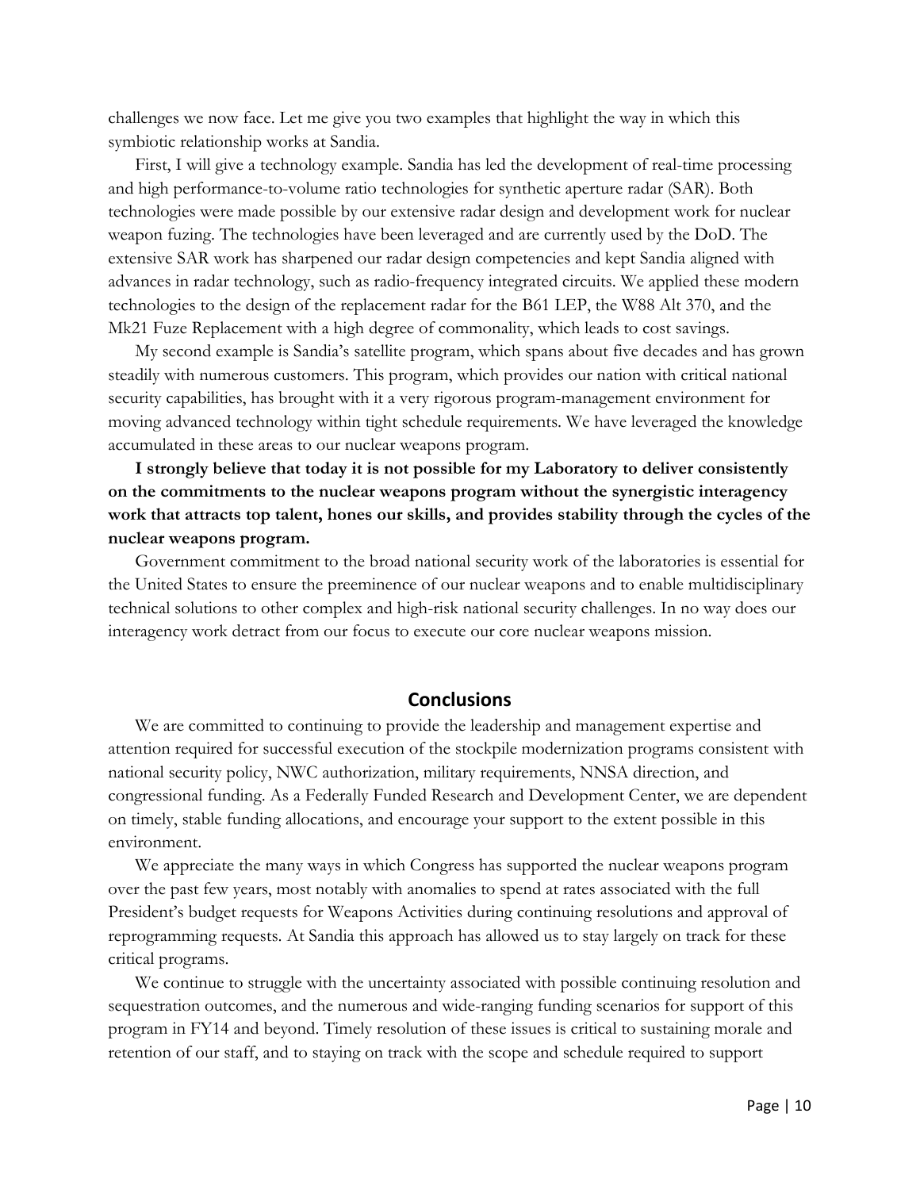challenges we now face. Let me give you two examples that highlight the way in which this symbiotic relationship works at Sandia.

First, I will give a technology example. Sandia has led the development of real-time processing and high performance-to-volume ratio technologies for synthetic aperture radar (SAR). Both technologies were made possible by our extensive radar design and development work for nuclear weapon fuzing. The technologies have been leveraged and are currently used by the DoD. The extensive SAR work has sharpened our radar design competencies and kept Sandia aligned with advances in radar technology, such as radio-frequency integrated circuits. We applied these modern technologies to the design of the replacement radar for the B61 LEP, the W88 Alt 370, and the Mk21 Fuze Replacement with a high degree of commonality, which leads to cost savings.

My second example is Sandia's satellite program, which spans about five decades and has grown steadily with numerous customers. This program, which provides our nation with critical national security capabilities, has brought with it a very rigorous program-management environment for moving advanced technology within tight schedule requirements. We have leveraged the knowledge accumulated in these areas to our nuclear weapons program.

**I strongly believe that today it is not possible for my Laboratory to deliver consistently on the commitments to the nuclear weapons program without the synergistic interagency work that attracts top talent, hones our skills, and provides stability through the cycles of the nuclear weapons program.**

Government commitment to the broad national security work of the laboratories is essential for the United States to ensure the preeminence of our nuclear weapons and to enable multidisciplinary technical solutions to other complex and high-risk national security challenges. In no way does our interagency work detract from our focus to execute our core nuclear weapons mission.

## Conclusions

We are committed to continuing to provide the leadership and management expertise and attention required for successful execution of the stockpile modernization programs consistent with national security policy, NWC authorization, military requirements, NNSA direction, and congressional funding. As a Federally Funded Research and Development Center, we are dependent on timely, stable funding allocations, and encourage your support to the extent possible in this environment.

We appreciate the many ways in which Congress has supported the nuclear weapons program over the past few years, most notably with anomalies to spend at rates associated with the full President's budget requests for Weapons Activities during continuing resolutions and approval of reprogramming requests. At Sandia this approach has allowed us to stay largely on track for these critical programs.

We continue to struggle with the uncertainty associated with possible continuing resolution and sequestration outcomes, and the numerous and wide-ranging funding scenarios for support of this program in FY14 and beyond. Timely resolution of these issues is critical to sustaining morale and retention of our staff, and to staying on track with the scope and schedule required to support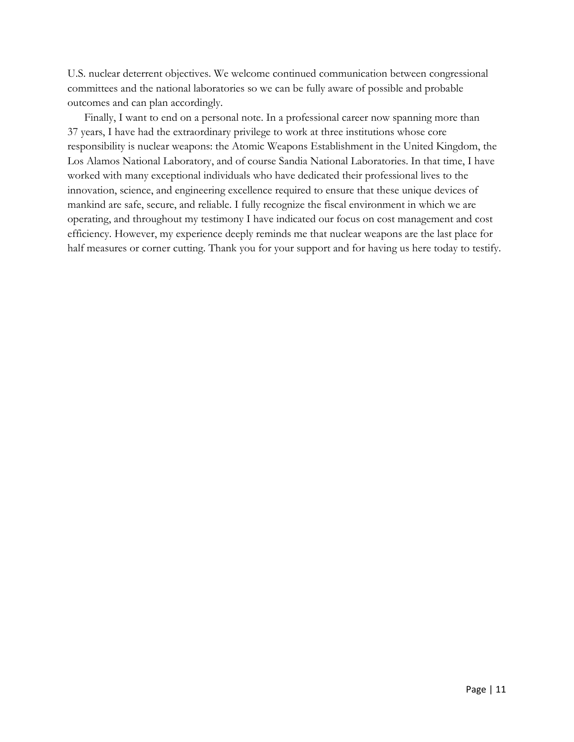U.S. nuclear deterrent objectives. We welcome continued communication between congressional committees and the national laboratories so we can be fully aware of possible and probable outcomes and can plan accordingly.

Finally, I want to end on a personal note. In a professional career now spanning more than 37 years, I have had the extraordinary privilege to work at three institutions whose core responsibility is nuclear weapons: the Atomic Weapons Establishment in the United Kingdom, the Los Alamos National Laboratory, and of course Sandia National Laboratories. In that time, I have worked with many exceptional individuals who have dedicated their professional lives to the innovation, science, and engineering excellence required to ensure that these unique devices of mankind are safe, secure, and reliable. I fully recognize the fiscal environment in which we are operating, and throughout my testimony I have indicated our focus on cost management and cost efficiency. However, my experience deeply reminds me that nuclear weapons are the last place for half measures or corner cutting. Thank you for your support and for having us here today to testify.